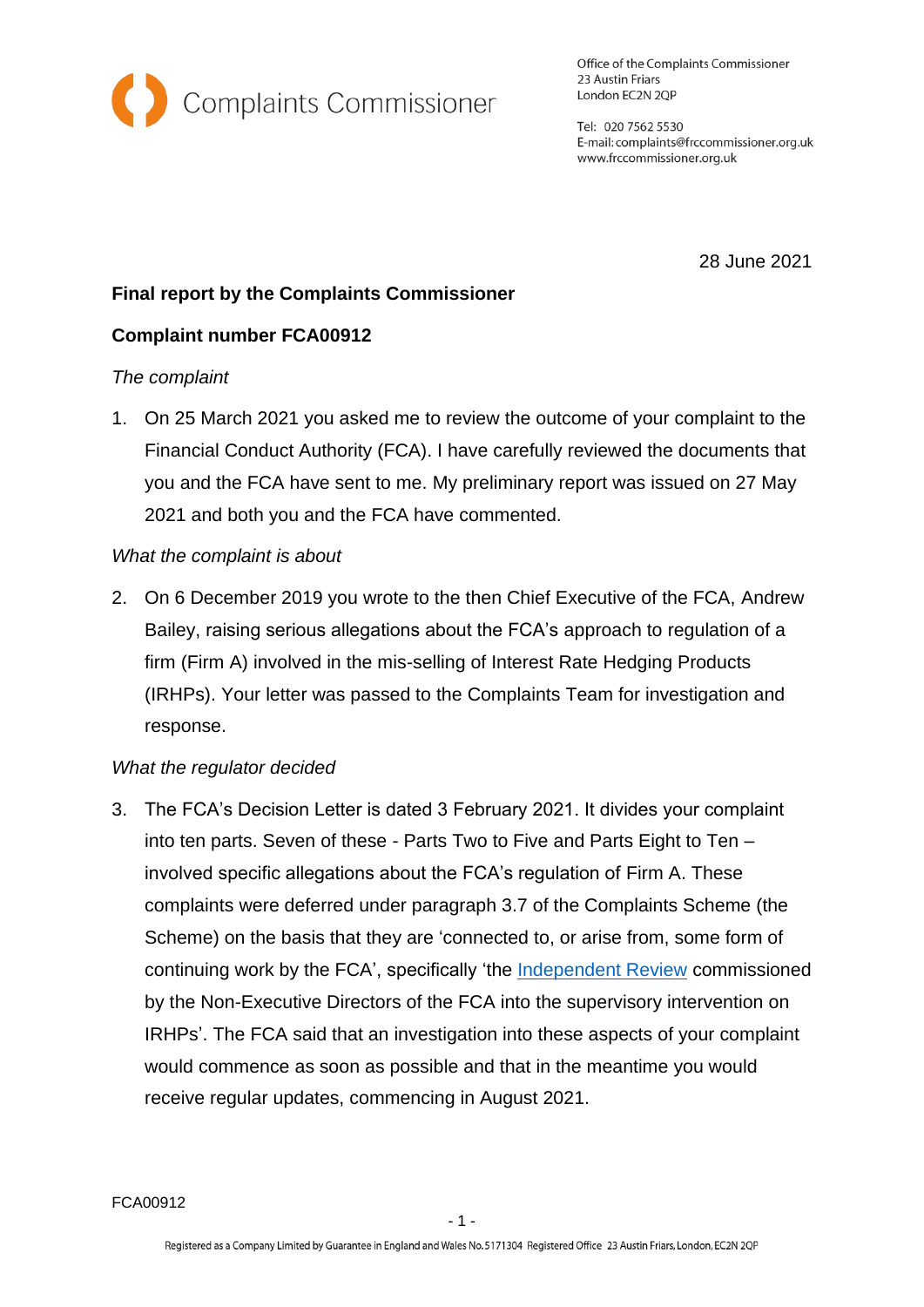Complaints Commissioner

Office of the Complaints Commissioner
23 Austin Friars
London EC2N 2QP

Tel: 020 7562 5530
E-mail: complaints@frccommissioner.org.uk
www.frccommissioner.org.uk

28 June 2021

**Final report by the Complaints Commissioner**

**Complaint number FCA00912**

*The complaint*

1. On 25 March 2021 you asked me to review the outcome of your complaint to the Financial Conduct Authority (FCA). I have carefully reviewed the documents that you and the FCA have sent to me. My preliminary report was issued on 27 May 2021 and both you and the FCA have commented.

*What the complaint is about*

2. On 6 December 2019 you wrote to the then Chief Executive of the FCA, Andrew Bailey, raising serious allegations about the FCA's approach to regulation of a firm (Firm A) involved in the mis-selling of Interest Rate Hedging Products (IRHPs). Your letter was passed to the Complaints Team for investigation and response.

*What the regulator decided*

3. The FCA's Decision Letter is dated 3 February 2021. It divides your complaint into ten parts. Seven of these - Parts Two to Five and Parts Eight to Ten – involved specific allegations about the FCA's regulation of Firm A. These complaints were deferred under paragraph 3.7 of the Complaints Scheme (the Scheme) on the basis that they are 'connected to, or arise from, some form of continuing work by the FCA', specifically 'the Independent Review commissioned by the Non-Executive Directors of the FCA into the supervisory intervention on IRHPs'. The FCA said that an investigation into these aspects of your complaint would commence as soon as possible and that in the meantime you would receive regular updates, commencing in August 2021.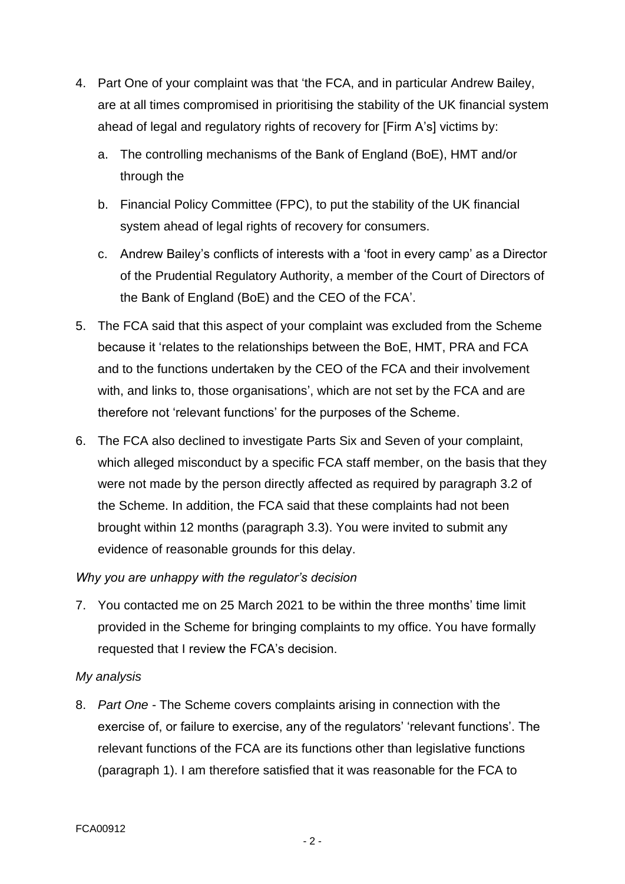4. Part One of your complaint was that 'the FCA, and in particular Andrew Bailey, are at all times compromised in prioritising the stability of the UK financial system ahead of legal and regulatory rights of recovery for [Firm A's] victims by:

   a. The controlling mechanisms of the Bank of England (BoE), HMT and/or through the

   b. Financial Policy Committee (FPC), to put the stability of the UK financial system ahead of legal rights of recovery for consumers.

   c. Andrew Bailey's conflicts of interests with a 'foot in every camp' as a Director of the Prudential Regulatory Authority, a member of the Court of Directors of the Bank of England (BoE) and the CEO of the FCA'.

5. The FCA said that this aspect of your complaint was excluded from the Scheme because it 'relates to the relationships between the BoE, HMT, PRA and FCA and to the functions undertaken by the CEO of the FCA and their involvement with, and links to, those organisations', which are not set by the FCA and are therefore not 'relevant functions' for the purposes of the Scheme.

6. The FCA also declined to investigate Parts Six and Seven of your complaint, which alleged misconduct by a specific FCA staff member, on the basis that they were not made by the person directly affected as required by paragraph 3.2 of the Scheme. In addition, the FCA said that these complaints had not been brought within 12 months (paragraph 3.3). You were invited to submit any evidence of reasonable grounds for this delay.

*Why you are unhappy with the regulator's decision*

7. You contacted me on 25 March 2021 to be within the three months' time limit provided in the Scheme for bringing complaints to my office. You have formally requested that I review the FCA's decision.

*My analysis*

8. *Part One* - The Scheme covers complaints arising in connection with the exercise of, or failure to exercise, any of the regulators' 'relevant functions'. The relevant functions of the FCA are its functions other than legislative functions (paragraph 1). I am therefore satisfied that it was reasonable for the FCA to

FCA00912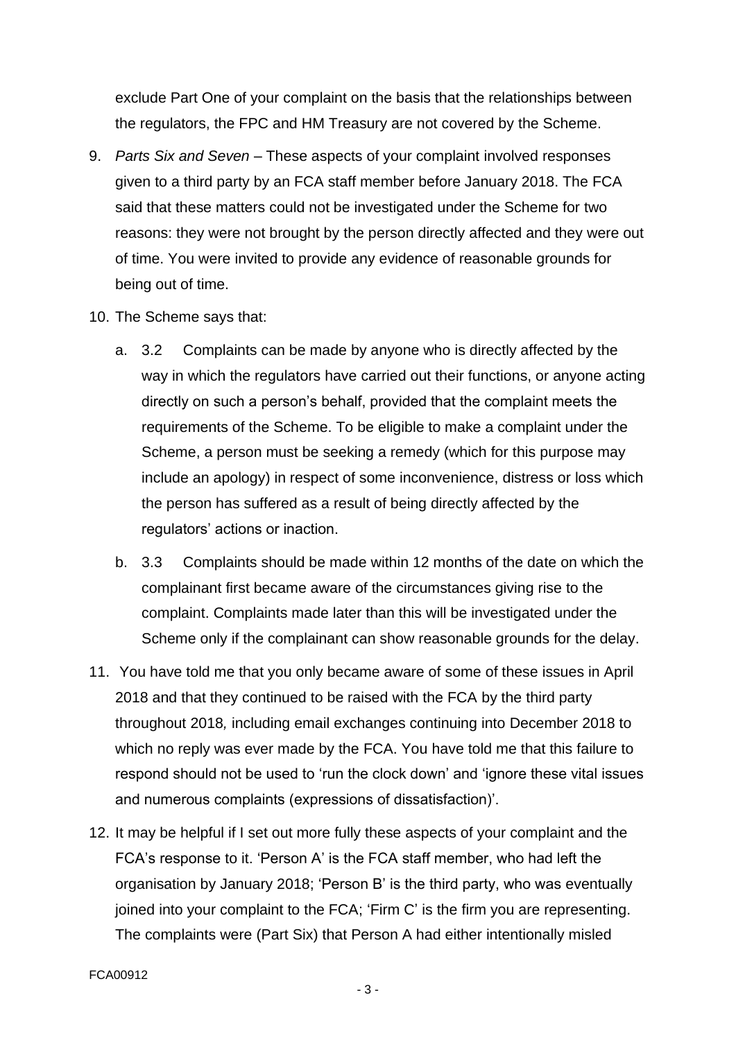exclude Part One of your complaint on the basis that the relationships between the regulators, the FPC and HM Treasury are not covered by the Scheme.

9. *Parts Six and Seven* – These aspects of your complaint involved responses given to a third party by an FCA staff member before January 2018. The FCA said that these matters could not be investigated under the Scheme for two reasons: they were not brought by the person directly affected and they were out of time. You were invited to provide any evidence of reasonable grounds for being out of time.

10. The Scheme says that:

    a. 3.2 Complaints can be made by anyone who is directly affected by the way in which the regulators have carried out their functions, or anyone acting directly on such a person's behalf, provided that the complaint meets the requirements of the Scheme. To be eligible to make a complaint under the Scheme, a person must be seeking a remedy (which for this purpose may include an apology) in respect of some inconvenience, distress or loss which the person has suffered as a result of being directly affected by the regulators' actions or inaction.

    b. 3.3 Complaints should be made within 12 months of the date on which the complainant first became aware of the circumstances giving rise to the complaint. Complaints made later than this will be investigated under the Scheme only if the complainant can show reasonable grounds for the delay.

11. You have told me that you only became aware of some of these issues in April 2018 and that they continued to be raised with the FCA by the third party throughout 2018*,* including email exchanges continuing into December 2018 to which no reply was ever made by the FCA. You have told me that this failure to respond should not be used to 'run the clock down' and 'ignore these vital issues and numerous complaints (expressions of dissatisfaction)'.

12. It may be helpful if I set out more fully these aspects of your complaint and the FCA's response to it. 'Person A' is the FCA staff member, who had left the organisation by January 2018; 'Person B' is the third party, who was eventually joined into your complaint to the FCA; 'Firm C' is the firm you are representing. The complaints were (Part Six) that Person A had either intentionally misled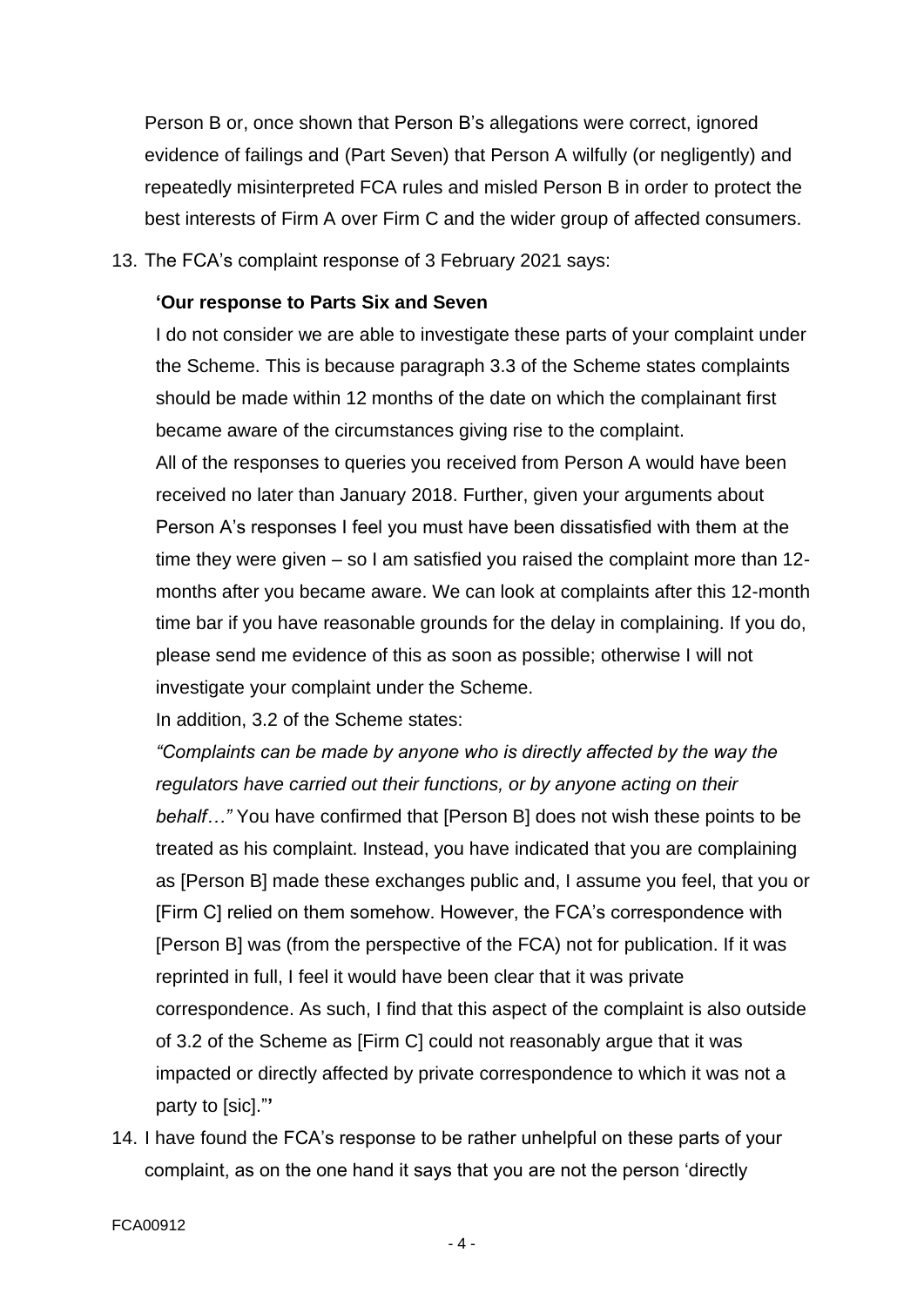Person B or, once shown that Person B's allegations were correct, ignored evidence of failings and (Part Seven) that Person A wilfully (or negligently) and repeatedly misinterpreted FCA rules and misled Person B in order to protect the best interests of Firm A over Firm C and the wider group of affected consumers.

13. The FCA's complaint response of 3 February 2021 says:

    **'Our response to Parts Six and Seven**

    I do not consider we are able to investigate these parts of your complaint under the Scheme. This is because paragraph 3.3 of the Scheme states complaints should be made within 12 months of the date on which the complainant first became aware of the circumstances giving rise to the complaint.

    All of the responses to queries you received from Person A would have been received no later than January 2018. Further, given your arguments about Person A's responses I feel you must have been dissatisfied with them at the time they were given – so I am satisfied you raised the complaint more than 12-months after you became aware. We can look at complaints after this 12-month time bar if you have reasonable grounds for the delay in complaining. If you do, please send me evidence of this as soon as possible; otherwise I will not investigate your complaint under the Scheme.

    In addition, 3.2 of the Scheme states:

    *"Complaints can be made by anyone who is directly affected by the way the regulators have carried out their functions, or by anyone acting on their behalf…"* You have confirmed that [Person B] does not wish these points to be treated as his complaint. Instead, you have indicated that you are complaining as [Person B] made these exchanges public and, I assume you feel, that you or [Firm C] relied on them somehow. However, the FCA's correspondence with [Person B] was (from the perspective of the FCA) not for publication. If it was reprinted in full, I feel it would have been clear that it was private correspondence. As such, I find that this aspect of the complaint is also outside of 3.2 of the Scheme as [Firm C] could not reasonably argue that it was impacted or directly affected by private correspondence to which it was not a party to [sic]."'

14. I have found the FCA's response to be rather unhelpful on these parts of your complaint, as on the one hand it says that you are not the person 'directly

FCA00912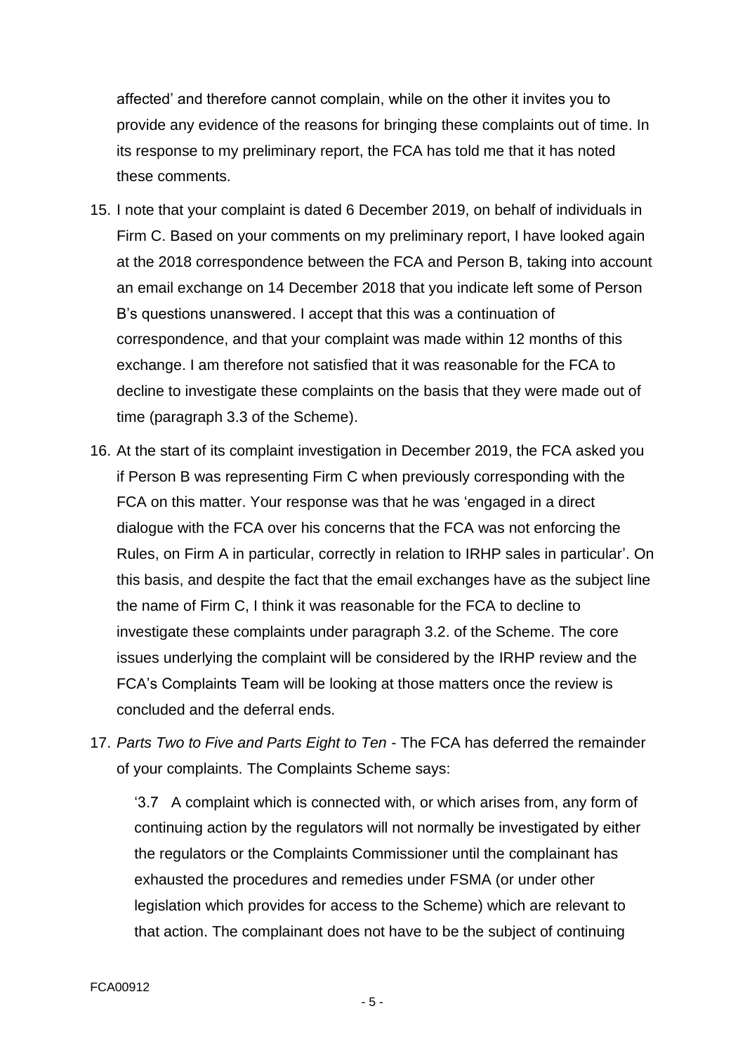affected' and therefore cannot complain, while on the other it invites you to provide any evidence of the reasons for bringing these complaints out of time. In its response to my preliminary report, the FCA has told me that it has noted these comments.

15. I note that your complaint is dated 6 December 2019, on behalf of individuals in Firm C. Based on your comments on my preliminary report, I have looked again at the 2018 correspondence between the FCA and Person B, taking into account an email exchange on 14 December 2018 that you indicate left some of Person B's questions unanswered. I accept that this was a continuation of correspondence, and that your complaint was made within 12 months of this exchange. I am therefore not satisfied that it was reasonable for the FCA to decline to investigate these complaints on the basis that they were made out of time (paragraph 3.3 of the Scheme).

16. At the start of its complaint investigation in December 2019, the FCA asked you if Person B was representing Firm C when previously corresponding with the FCA on this matter. Your response was that he was 'engaged in a direct dialogue with the FCA over his concerns that the FCA was not enforcing the Rules, on Firm A in particular, correctly in relation to IRHP sales in particular'. On this basis, and despite the fact that the email exchanges have as the subject line the name of Firm C, I think it was reasonable for the FCA to decline to investigate these complaints under paragraph 3.2. of the Scheme. The core issues underlying the complaint will be considered by the IRHP review and the FCA's Complaints Team will be looking at those matters once the review is concluded and the deferral ends.

17. *Parts Two to Five and Parts Eight to Ten* - The FCA has deferred the remainder of your complaints. The Complaints Scheme says:

    '3.7 A complaint which is connected with, or which arises from, any form of continuing action by the regulators will not normally be investigated by either the regulators or the Complaints Commissioner until the complainant has exhausted the procedures and remedies under FSMA (or under other legislation which provides for access to the Scheme) which are relevant to that action. The complainant does not have to be the subject of continuing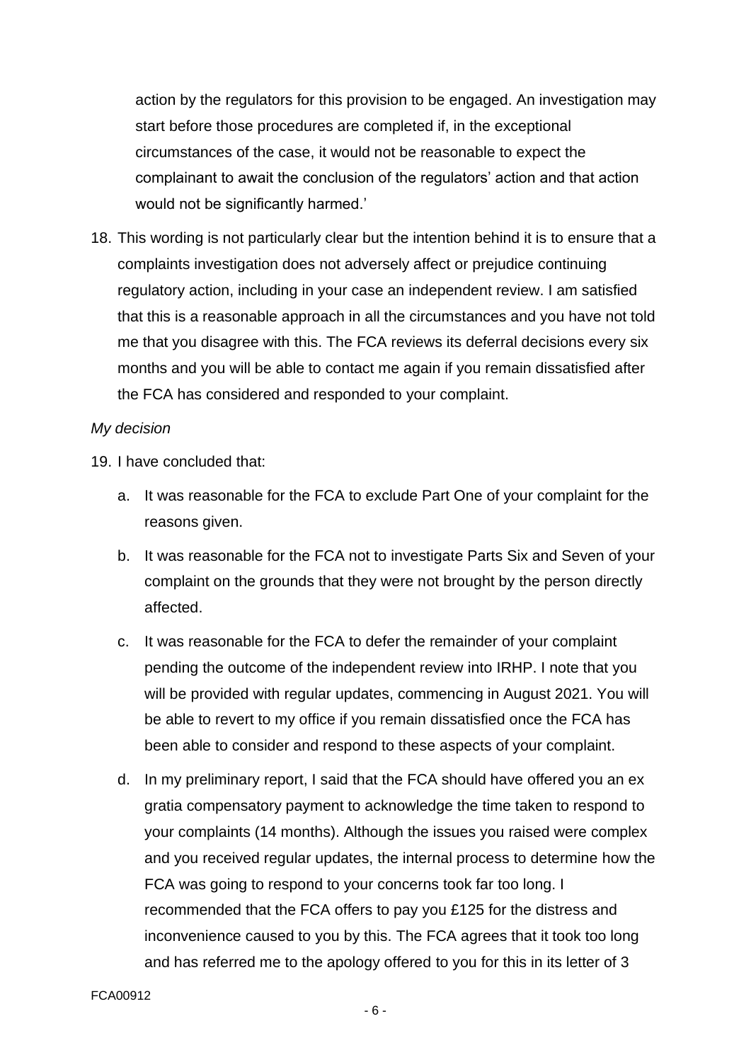action by the regulators for this provision to be engaged. An investigation may start before those procedures are completed if, in the exceptional circumstances of the case, it would not be reasonable to expect the complainant to await the conclusion of the regulators' action and that action would not be significantly harmed.'

18. This wording is not particularly clear but the intention behind it is to ensure that a complaints investigation does not adversely affect or prejudice continuing regulatory action, including in your case an independent review. I am satisfied that this is a reasonable approach in all the circumstances and you have not told me that you disagree with this. The FCA reviews its deferral decisions every six months and you will be able to contact me again if you remain dissatisfied after the FCA has considered and responded to your complaint.

*My decision*

19. I have concluded that:

    a. It was reasonable for the FCA to exclude Part One of your complaint for the reasons given.

    b. It was reasonable for the FCA not to investigate Parts Six and Seven of your complaint on the grounds that they were not brought by the person directly affected.

    c. It was reasonable for the FCA to defer the remainder of your complaint pending the outcome of the independent review into IRHP. I note that you will be provided with regular updates, commencing in August 2021. You will be able to revert to my office if you remain dissatisfied once the FCA has been able to consider and respond to these aspects of your complaint.

    d. In my preliminary report, I said that the FCA should have offered you an ex gratia compensatory payment to acknowledge the time taken to respond to your complaints (14 months). Although the issues you raised were complex and you received regular updates, the internal process to determine how the FCA was going to respond to your concerns took far too long. I recommended that the FCA offers to pay you £125 for the distress and inconvenience caused to you by this. The FCA agrees that it took too long and has referred me to the apology offered to you for this in its letter of 3

FCA00912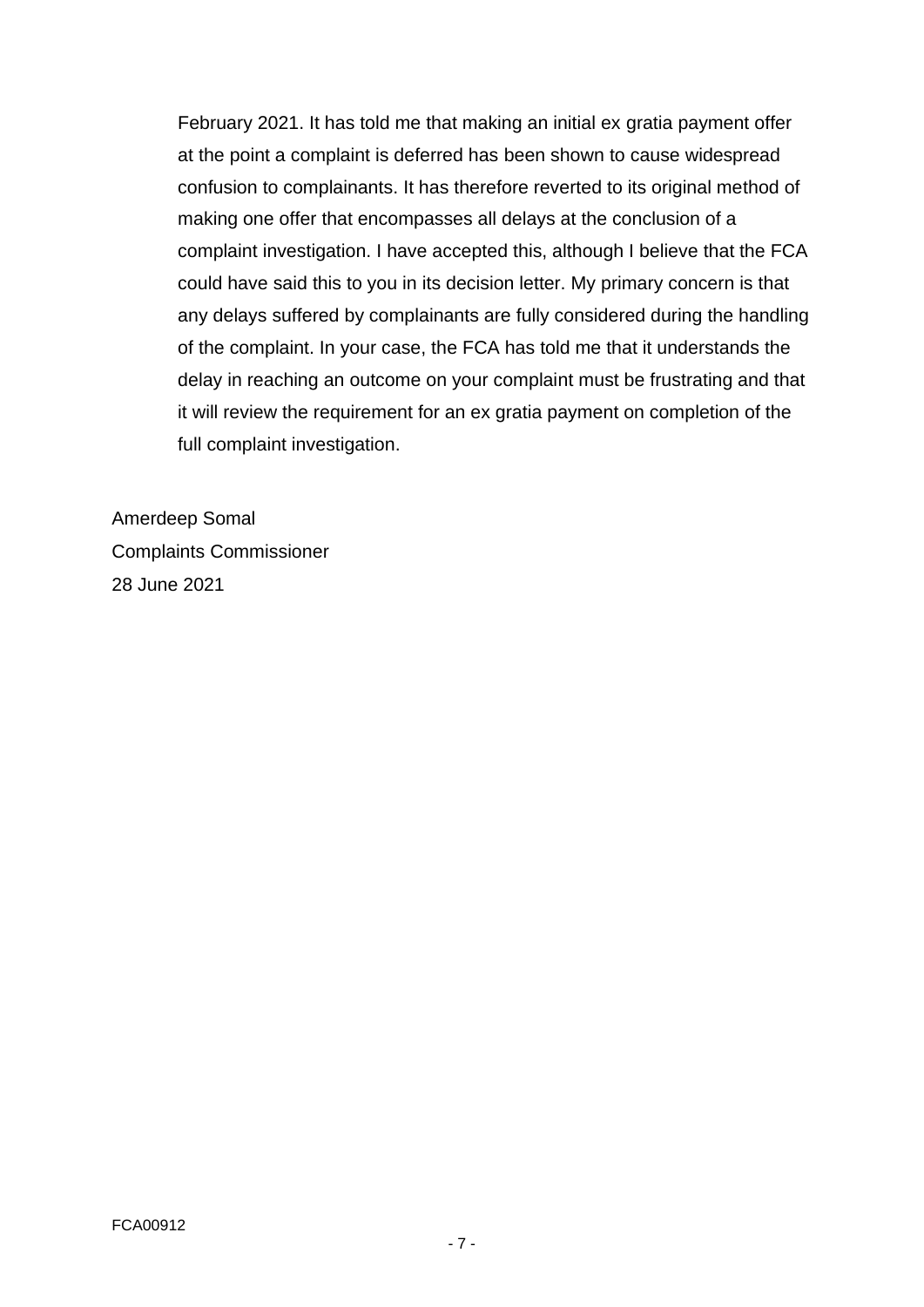February 2021. It has told me that making an initial ex gratia payment offer at the point a complaint is deferred has been shown to cause widespread confusion to complainants. It has therefore reverted to its original method of making one offer that encompasses all delays at the conclusion of a complaint investigation. I have accepted this, although I believe that the FCA could have said this to you in its decision letter. My primary concern is that any delays suffered by complainants are fully considered during the handling of the complaint. In your case, the FCA has told me that it understands the delay in reaching an outcome on your complaint must be frustrating and that it will review the requirement for an ex gratia payment on completion of the full complaint investigation.

Amerdeep Somal
Complaints Commissioner
28 June 2021

FCA00912